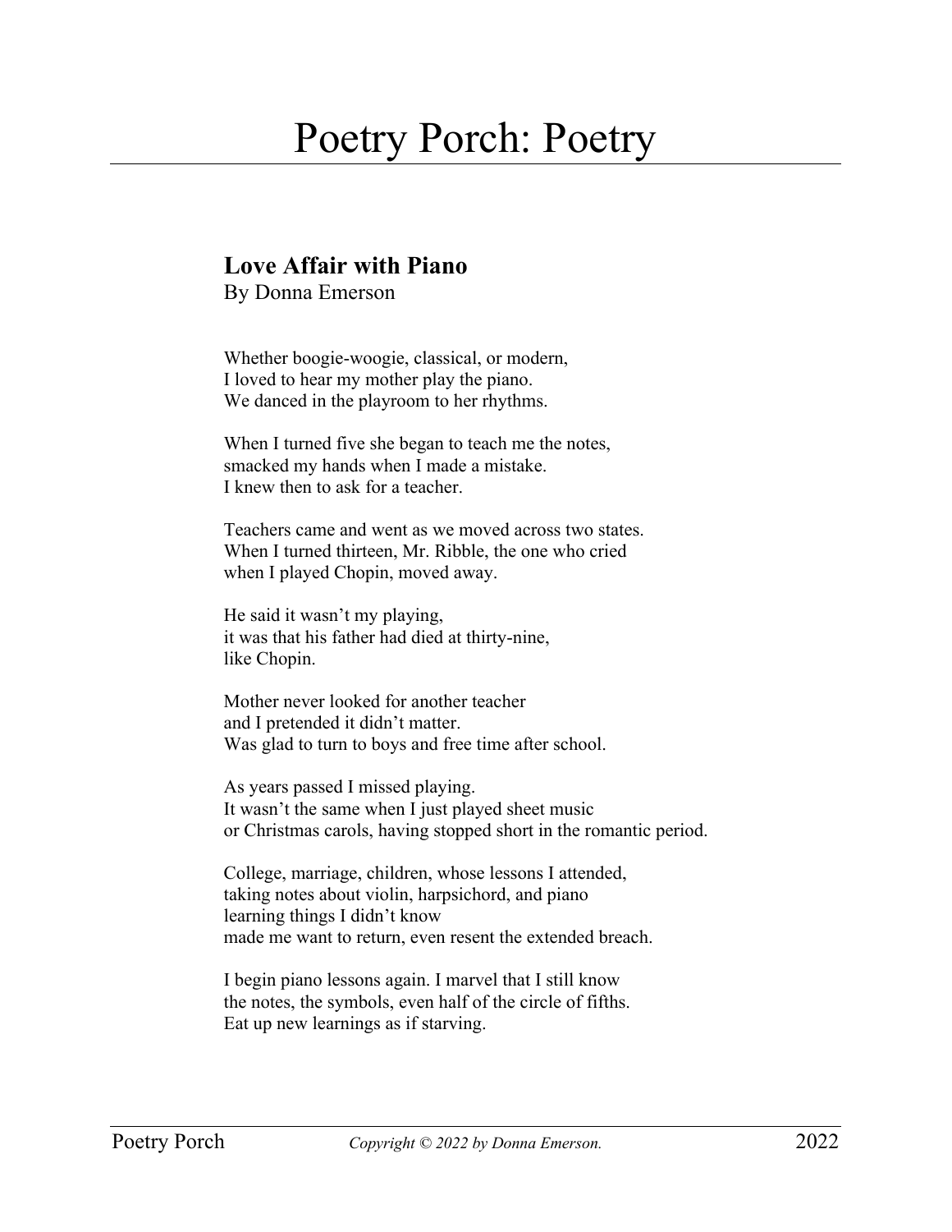# Poetry Porch: Poetry

## Love Affair with Piano

By Donna Emerson

Whether boogie-woogie, classical, or modern,
I loved to hear my mother play the piano.
We danced in the playroom to her rhythms.

When I turned five she began to teach me the notes,
smacked my hands when I made a mistake.
I knew then to ask for a teacher.

Teachers came and went as we moved across two states.
When I turned thirteen, Mr. Ribble, the one who cried
when I played Chopin, moved away.

He said it wasn't my playing,
it was that his father had died at thirty-nine,
like Chopin.

Mother never looked for another teacher
and I pretended it didn't matter.
Was glad to turn to boys and free time after school.

As years passed I missed playing.
It wasn't the same when I just played sheet music
or Christmas carols, having stopped short in the romantic period.

College, marriage, children, whose lessons I attended,
taking notes about violin, harpsichord, and piano
learning things I didn't know
made me want to return, even resent the extended breach.

I begin piano lessons again. I marvel that I still know
the notes, the symbols, even half of the circle of fifths.
Eat up new learnings as if starving.

*Copyright © 2022 by Donna Emerson.*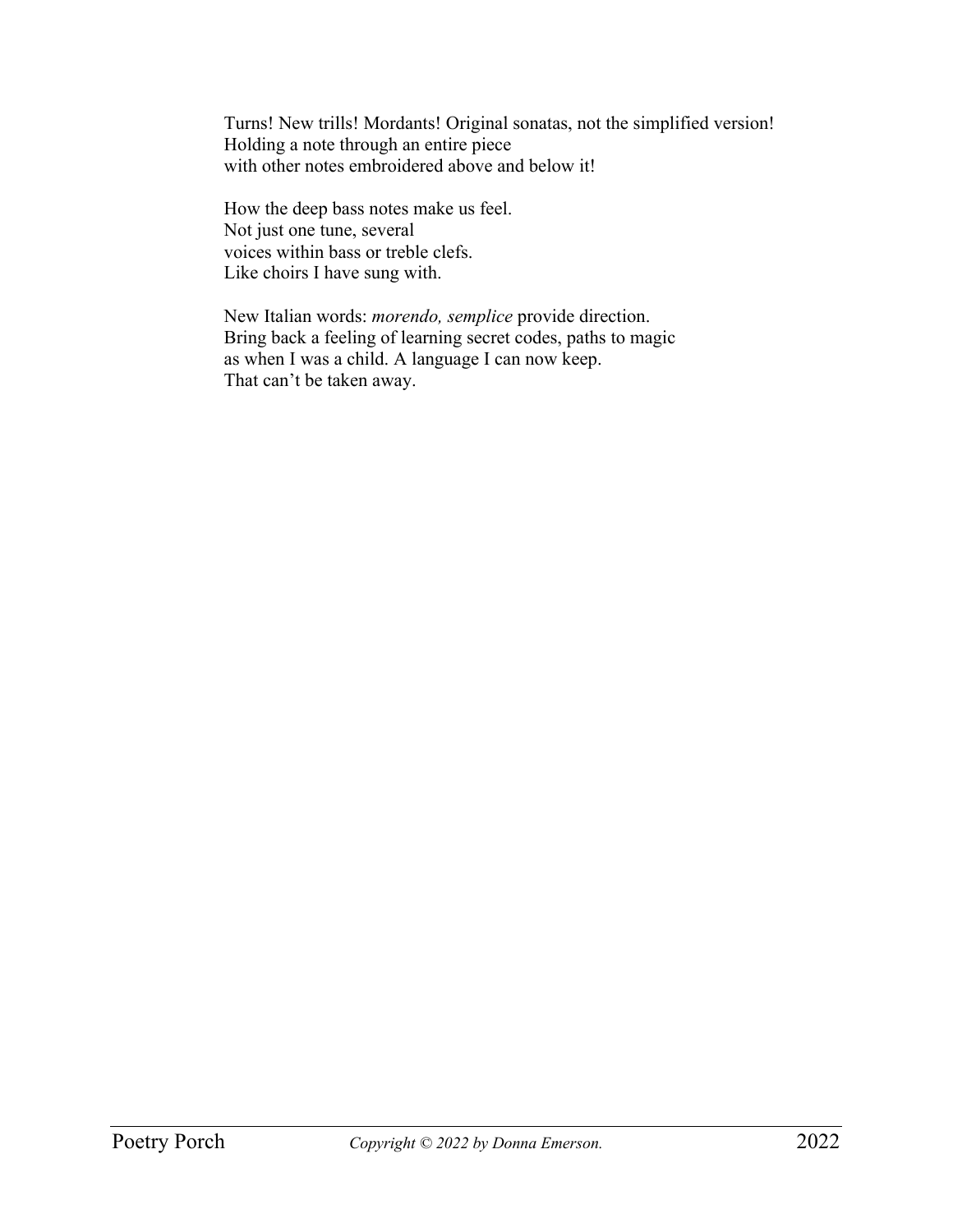Turns! New trills! Mordants! Original sonatas, not the simplified version!  
Holding a note through an entire piece  
with other notes embroidered above and below it!

How the deep bass notes make us feel.  
Not just one tune, several  
voices within bass or treble clefs.  
Like choirs I have sung with.

New Italian words: *morendo, semplice* provide direction.  
Bring back a feeling of learning secret codes, paths to magic  
as when I was a child. A language I can now keep.  
That can't be taken away.

*Copyright © 2022 by Donna Emerson.*